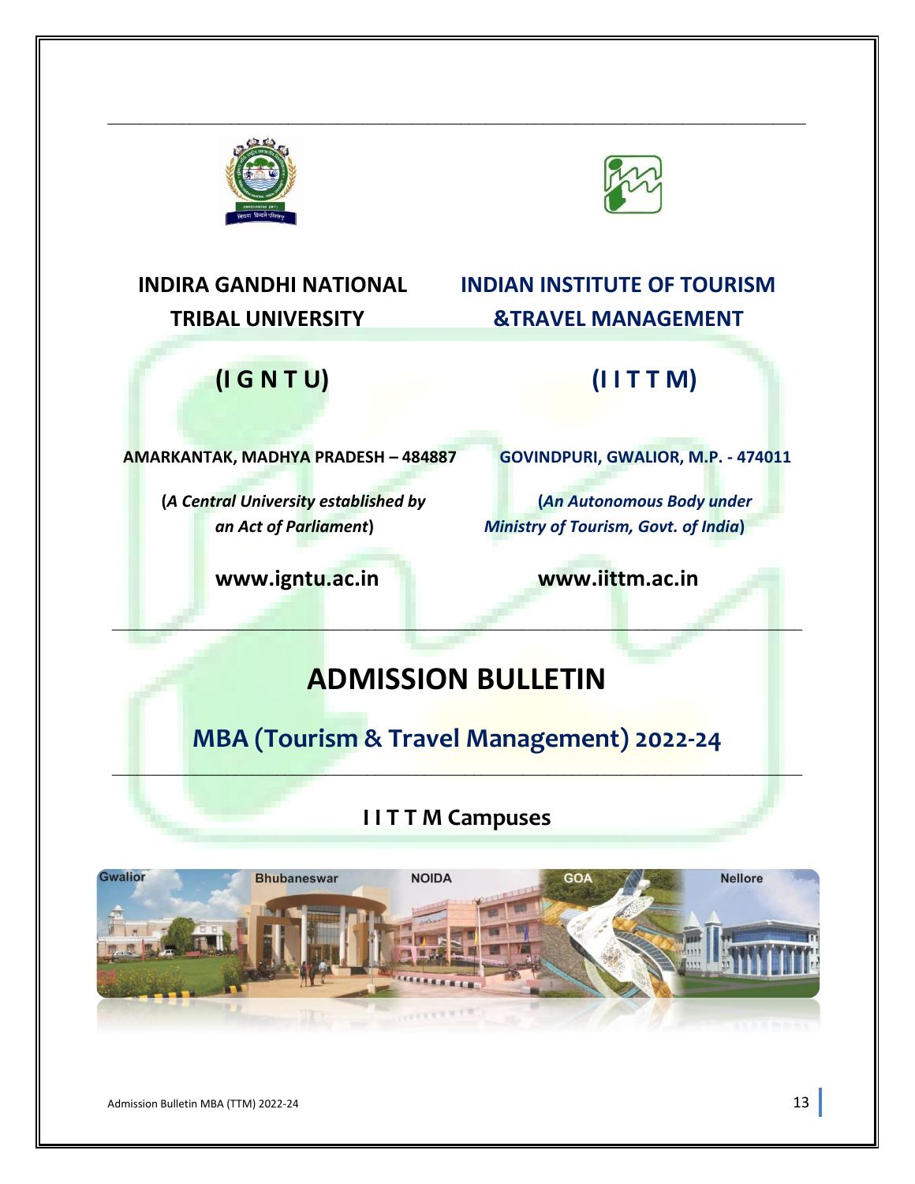**INDIRA GANDHI NATIONAL TRIBAL UNIVERSITY**

**(I G N T U)**

**AMARKANTAK, MADHYA PRADESH – 484887**

(*A Central University established by an Act of Parliament*)

**www.igntu.ac.in**

**INDIAN INSTITUTE OF TOURISM &TRAVEL MANAGEMENT**

**(I I T T M)**

**GOVINDPURI, GWALIOR, M.P. - 474011**

(*An Autonomous Body under Ministry of Tourism, Govt. of India*)

**www.iittm.ac.in**

# ADMISSION BULLETIN

## MBA (Tourism & Travel Management) 2022-24

### I I T T M Campuses

Gwalior | Bhubaneswar | NOIDA | GOA | Nellore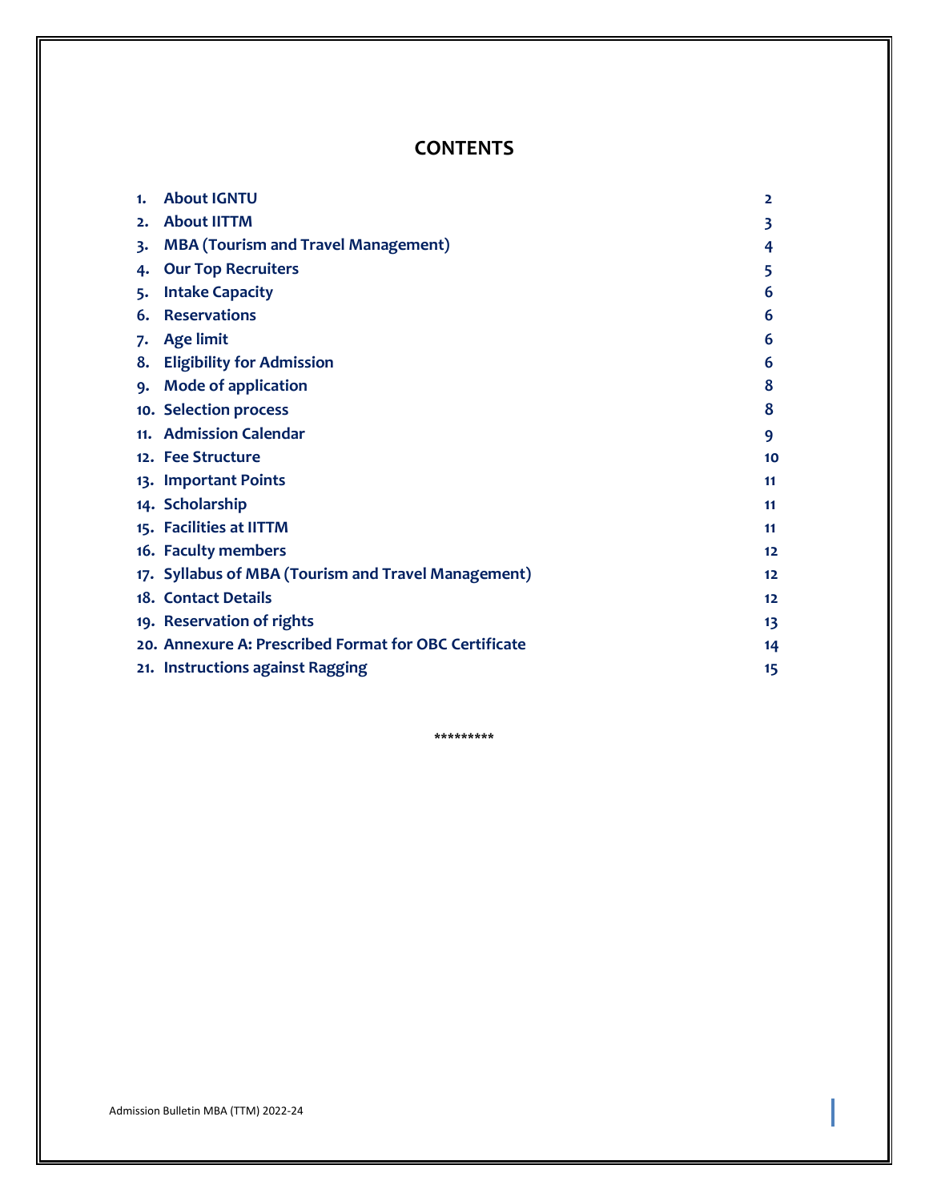# CONTENTS

| | | |
|---|---|---|
| 1. | **About IGNTU** | 2 |
| 2. | **About IITTM** | 3 |
| 3. | **MBA (Tourism and Travel Management)** | 4 |
| 4. | **Our Top Recruiters** | 5 |
| 5. | **Intake Capacity** | 6 |
| 6. | **Reservations** | 6 |
| 7. | **Age limit** | 6 |
| 8. | **Eligibility for Admission** | 6 |
| 9. | **Mode of application** | 8 |
| 10. | **Selection process** | 8 |
| 11. | **Admission Calendar** | 9 |
| 12. | **Fee Structure** | 10 |
| 13. | **Important Points** | 11 |
| 14. | **Scholarship** | 11 |
| 15. | **Facilities at IITTM** | 11 |
| 16. | **Faculty members** | 12 |
| 17. | **Syllabus of MBA (Tourism and Travel Management)** | 12 |
| 18. | **Contact Details** | 12 |
| 19. | **Reservation of rights** | 13 |
| 20. | **Annexure A: Prescribed Format for OBC Certificate** | 14 |
| 21. | **Instructions against Ragging** | 15 |

*********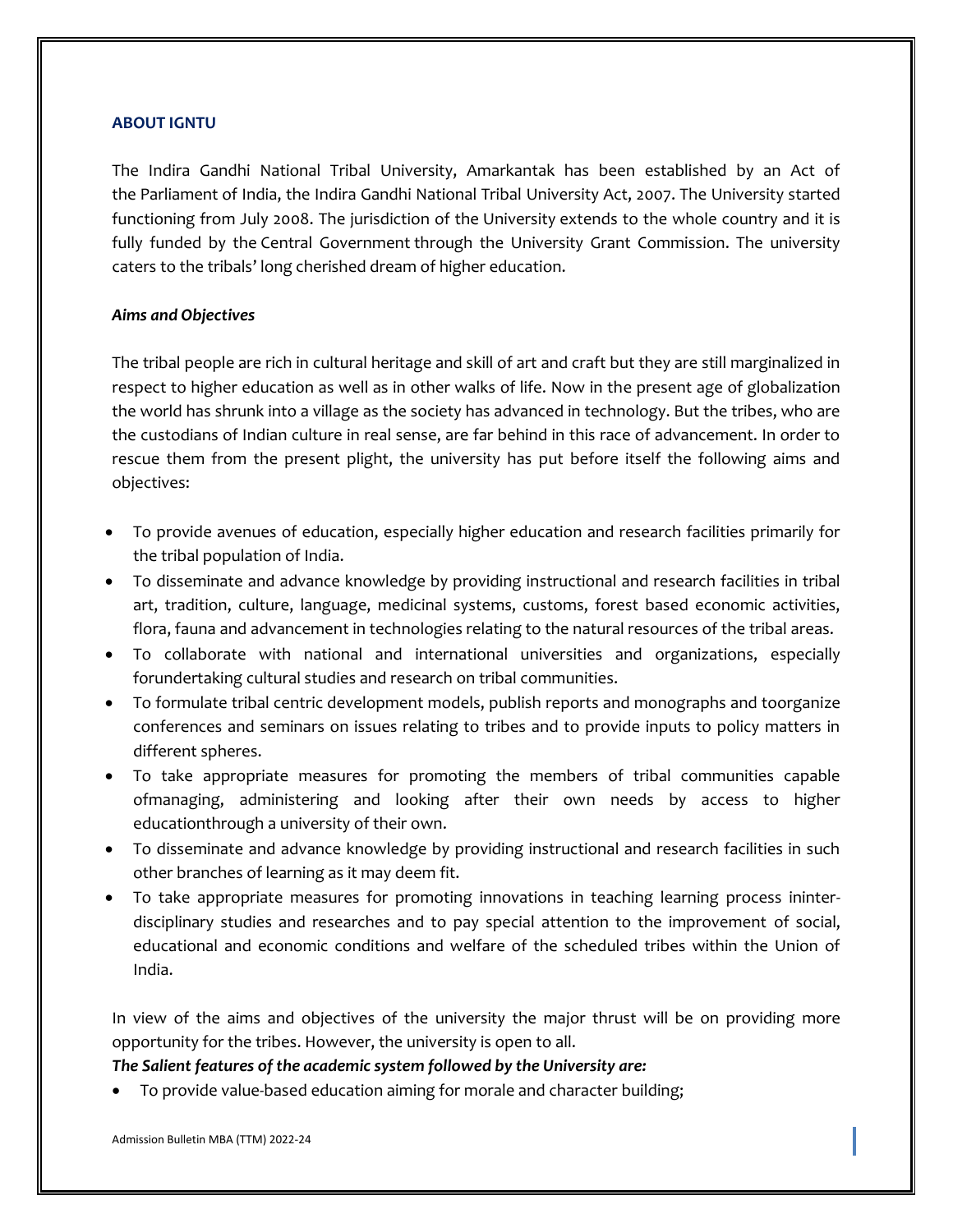### ABOUT IGNTU

The Indira Gandhi National Tribal University, Amarkantak has been established by an Act of the Parliament of India, the Indira Gandhi National Tribal University Act, 2007. The University started functioning from July 2008. The jurisdiction of the University extends to the whole country and it is fully funded by the Central Government through the University Grant Commission. The university caters to the tribals' long cherished dream of higher education.

***Aims and Objectives***

The tribal people are rich in cultural heritage and skill of art and craft but they are still marginalized in respect to higher education as well as in other walks of life. Now in the present age of globalization the world has shrunk into a village as the society has advanced in technology. But the tribes, who are the custodians of Indian culture in real sense, are far behind in this race of advancement. In order to rescue them from the present plight, the university has put before itself the following aims and objectives:

- To provide avenues of education, especially higher education and research facilities primarily for the tribal population of India.
- To disseminate and advance knowledge by providing instructional and research facilities in tribal art, tradition, culture, language, medicinal systems, customs, forest based economic activities, flora, fauna and advancement in technologies relating to the natural resources of the tribal areas.
- To collaborate with national and international universities and organizations, especially forundertaking cultural studies and research on tribal communities.
- To formulate tribal centric development models, publish reports and monographs and toorganize conferences and seminars on issues relating to tribes and to provide inputs to policy matters in different spheres.
- To take appropriate measures for promoting the members of tribal communities capable ofmanaging, administering and looking after their own needs by access to higher educationthrough a university of their own.
- To disseminate and advance knowledge by providing instructional and research facilities in such other branches of learning as it may deem fit.
- To take appropriate measures for promoting innovations in teaching learning process ininter-disciplinary studies and researches and to pay special attention to the improvement of social, educational and economic conditions and welfare of the scheduled tribes within the Union of India.

In view of the aims and objectives of the university the major thrust will be on providing more opportunity for the tribes. However, the university is open to all.

***The Salient features of the academic system followed by the University are:***

- To provide value-based education aiming for morale and character building;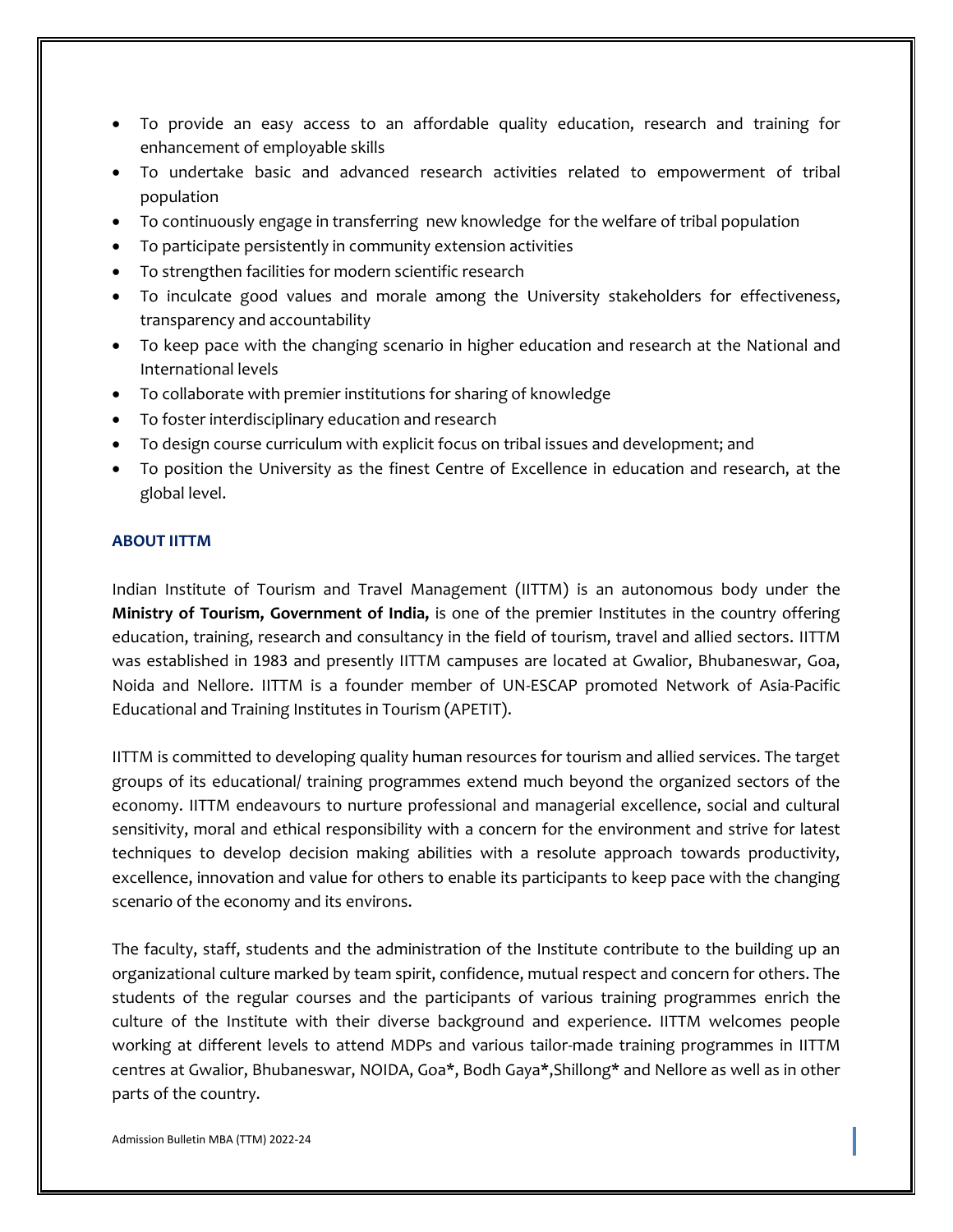- To provide an easy access to an affordable quality education, research and training for enhancement of employable skills
- To undertake basic and advanced research activities related to empowerment of tribal population
- To continuously engage in transferring new knowledge for the welfare of tribal population
- To participate persistently in community extension activities
- To strengthen facilities for modern scientific research
- To inculcate good values and morale among the University stakeholders for effectiveness, transparency and accountability
- To keep pace with the changing scenario in higher education and research at the National and International levels
- To collaborate with premier institutions for sharing of knowledge
- To foster interdisciplinary education and research
- To design course curriculum with explicit focus on tribal issues and development; and
- To position the University as the finest Centre of Excellence in education and research, at the global level.

## ABOUT IITTM

Indian Institute of Tourism and Travel Management (IITTM) is an autonomous body under the **Ministry of Tourism, Government of India,** is one of the premier Institutes in the country offering education, training, research and consultancy in the field of tourism, travel and allied sectors. IITTM was established in 1983 and presently IITTM campuses are located at Gwalior, Bhubaneswar, Goa, Noida and Nellore. IITTM is a founder member of UN-ESCAP promoted Network of Asia-Pacific Educational and Training Institutes in Tourism (APETIT).

IITTM is committed to developing quality human resources for tourism and allied services. The target groups of its educational/ training programmes extend much beyond the organized sectors of the economy. IITTM endeavours to nurture professional and managerial excellence, social and cultural sensitivity, moral and ethical responsibility with a concern for the environment and strive for latest techniques to develop decision making abilities with a resolute approach towards productivity, excellence, innovation and value for others to enable its participants to keep pace with the changing scenario of the economy and its environs.

The faculty, staff, students and the administration of the Institute contribute to the building up an organizational culture marked by team spirit, confidence, mutual respect and concern for others. The students of the regular courses and the participants of various training programmes enrich the culture of the Institute with their diverse background and experience. IITTM welcomes people working at different levels to attend MDPs and various tailor-made training programmes in IITTM centres at Gwalior, Bhubaneswar, NOIDA, Goa*, Bodh Gaya*,Shillong* and Nellore as well as in other parts of the country.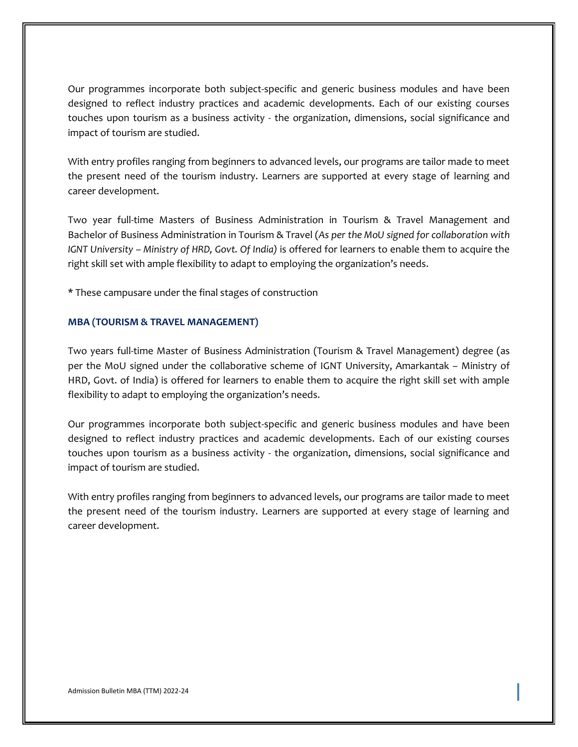Our programmes incorporate both subject-specific and generic business modules and have been designed to reflect industry practices and academic developments. Each of our existing courses touches upon tourism as a business activity - the organization, dimensions, social significance and impact of tourism are studied.

With entry profiles ranging from beginners to advanced levels, our programs are tailor made to meet the present need of the tourism industry. Learners are supported at every stage of learning and career development.

Two year full-time Masters of Business Administration in Tourism & Travel Management and Bachelor of Business Administration in Tourism & Travel (*As per the MoU signed for collaboration with IGNT University – Ministry of HRD, Govt. Of India)* is offered for learners to enable them to acquire the right skill set with ample flexibility to adapt to employing the organization's needs.

* These campusare under the final stages of construction

### MBA (TOURISM & TRAVEL MANAGEMENT)

Two years full-time Master of Business Administration (Tourism & Travel Management) degree (as per the MoU signed under the collaborative scheme of IGNT University, Amarkantak – Ministry of HRD, Govt. of India) is offered for learners to enable them to acquire the right skill set with ample flexibility to adapt to employing the organization's needs.

Our programmes incorporate both subject-specific and generic business modules and have been designed to reflect industry practices and academic developments. Each of our existing courses touches upon tourism as a business activity - the organization, dimensions, social significance and impact of tourism are studied.

With entry profiles ranging from beginners to advanced levels, our programs are tailor made to meet the present need of the tourism industry. Learners are supported at every stage of learning and career development.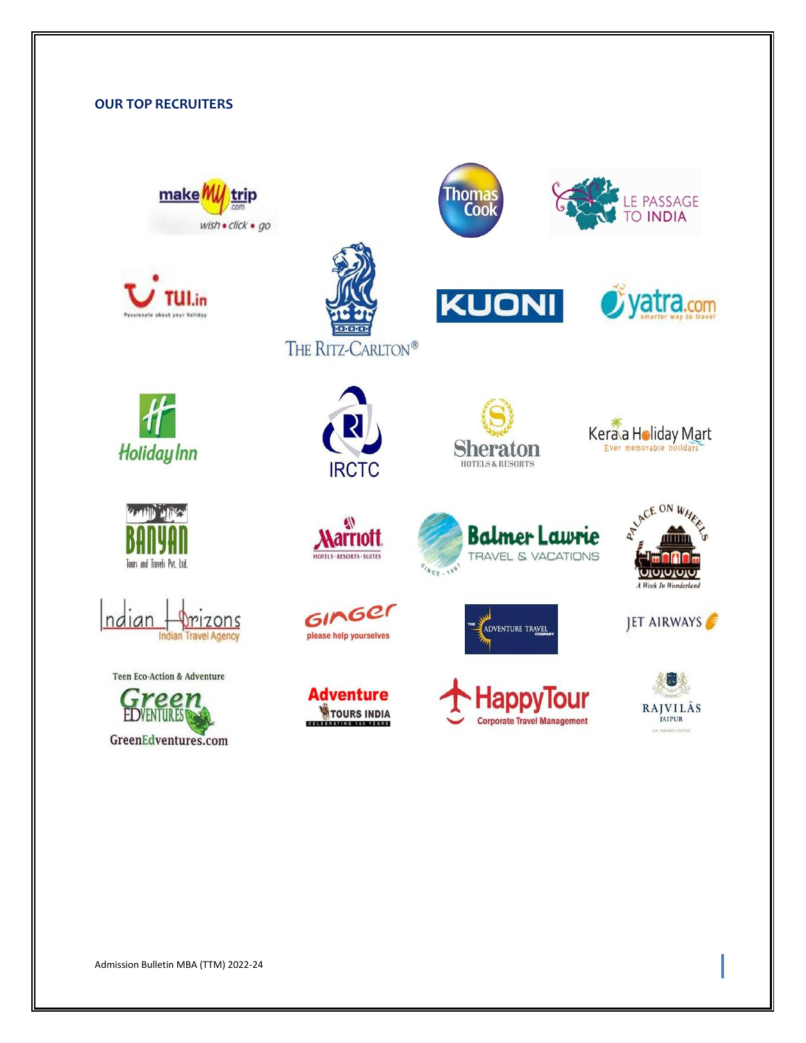**OUR TOP RECRUITERS**

make my trip .com wish • click • go

Thomas Cook

LE PASSAGE TO INDIA

TUI.in Passionate about your holiday

THE RITZ-CARLTON®

KUONI

yatra.com smarter way to travel

Holiday Inn

IRCTC

Sheraton HOTELS & RESORTS

Kerala Holiday Mart Ever memorable holidays

BANYAN Tours and Travels Pvt. Ltd.

Marriott HOTELS · RESORTS · SUITES

Balmer Lawrie TRAVEL & VACATIONS SINCE 1867

PALACE ON WHEELS A Week In Wonderland

Indian Horizons Indian Travel Agency

GINGER please help yourselves

THE ADVENTURE TRAVEL COMPANY

JET AIRWAYS

Teen Eco-Action & Adventure Green EDVENTURES GreenEdventures.com

Adventure TOURS INDIA CELEBRATING 100 YEARS

HappyTour Corporate Travel Management

RAJVILĀS JAIPUR AN OBEROI HOTEL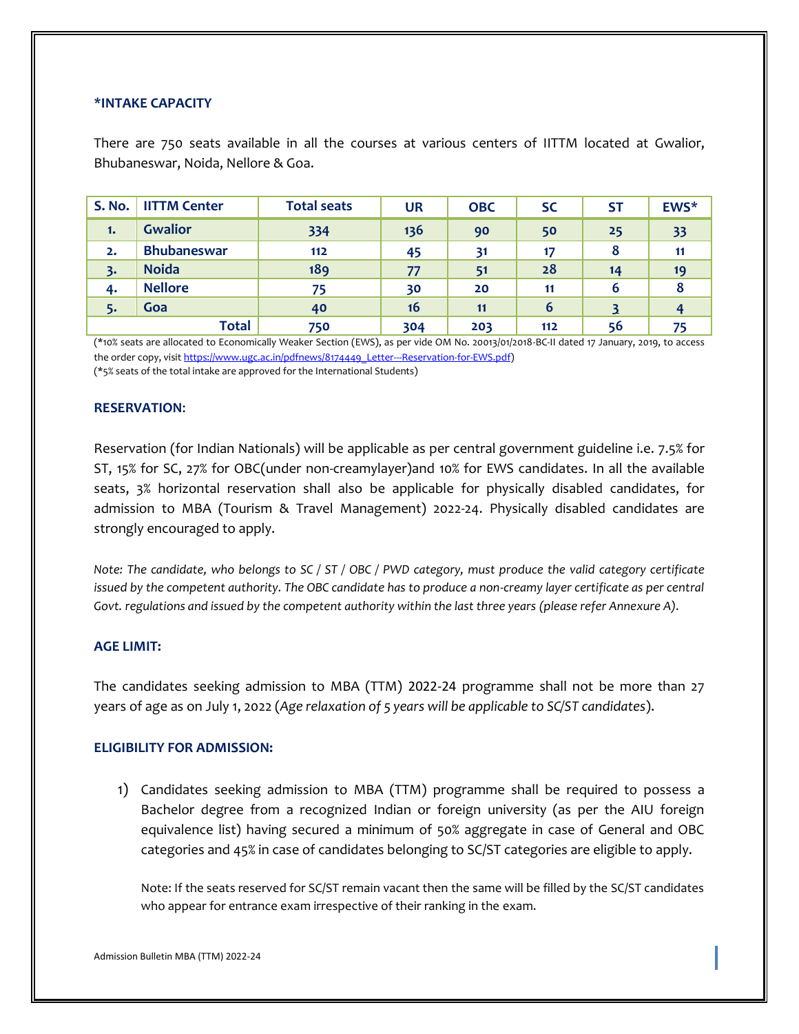### *INTAKE CAPACITY

There are 750 seats available in all the courses at various centers of IITTM located at Gwalior, Bhubaneswar, Noida, Nellore & Goa.

| S. No. | IITTM Center | Total seats | UR | OBC | SC | ST | EWS* |
|---|---|---|---|---|---|---|---|
| 1. | Gwalior | 334 | 136 | 90 | 50 | 25 | 33 |
| 2. | Bhubaneswar | 112 | 45 | 31 | 17 | 8 | 11 |
| 3. | Noida | 189 | 77 | 51 | 28 | 14 | 19 |
| 4. | Nellore | 75 | 30 | 20 | 11 | 6 | 8 |
| 5. | Goa | 40 | 16 | 11 | 6 | 3 | 4 |
| | Total | 750 | 304 | 203 | 112 | 56 | 75 |

(*10% seats are allocated to Economically Weaker Section (EWS), as per vide OM No. 20013/01/2018-BC-II dated 17 January, 2019, to access the order copy, visit https://www.ugc.ac.in/pdfnews/8174449_Letter---Reservation-for-EWS.pdf)
(*5% seats of the total intake are approved for the International Students)

### RESERVATION:

Reservation (for Indian Nationals) will be applicable as per central government guideline i.e. 7.5% for ST, 15% for SC, 27% for OBC(under non-creamylayer)and 10% for EWS candidates. In all the available seats, 3% horizontal reservation shall also be applicable for physically disabled candidates, for admission to MBA (Tourism & Travel Management) 2022-24. Physically disabled candidates are strongly encouraged to apply.

*Note: The candidate, who belongs to SC / ST / OBC / PWD category, must produce the valid category certificate issued by the competent authority. The OBC candidate has to produce a non-creamy layer certificate as per central Govt. regulations and issued by the competent authority within the last three years (please refer Annexure A).*

### AGE LIMIT:

The candidates seeking admission to MBA (TTM) 2022-24 programme shall not be more than 27 years of age as on July 1, 2022 (*Age relaxation of 5 years will be applicable to SC/ST candidates*).

### ELIGIBILITY FOR ADMISSION:

1) Candidates seeking admission to MBA (TTM) programme shall be required to possess a Bachelor degree from a recognized Indian or foreign university (as per the AIU foreign equivalence list) having secured a minimum of 50% aggregate in case of General and OBC categories and 45% in case of candidates belonging to SC/ST categories are eligible to apply.

   Note: If the seats reserved for SC/ST remain vacant then the same will be filled by the SC/ST candidates who appear for entrance exam irrespective of their ranking in the exam.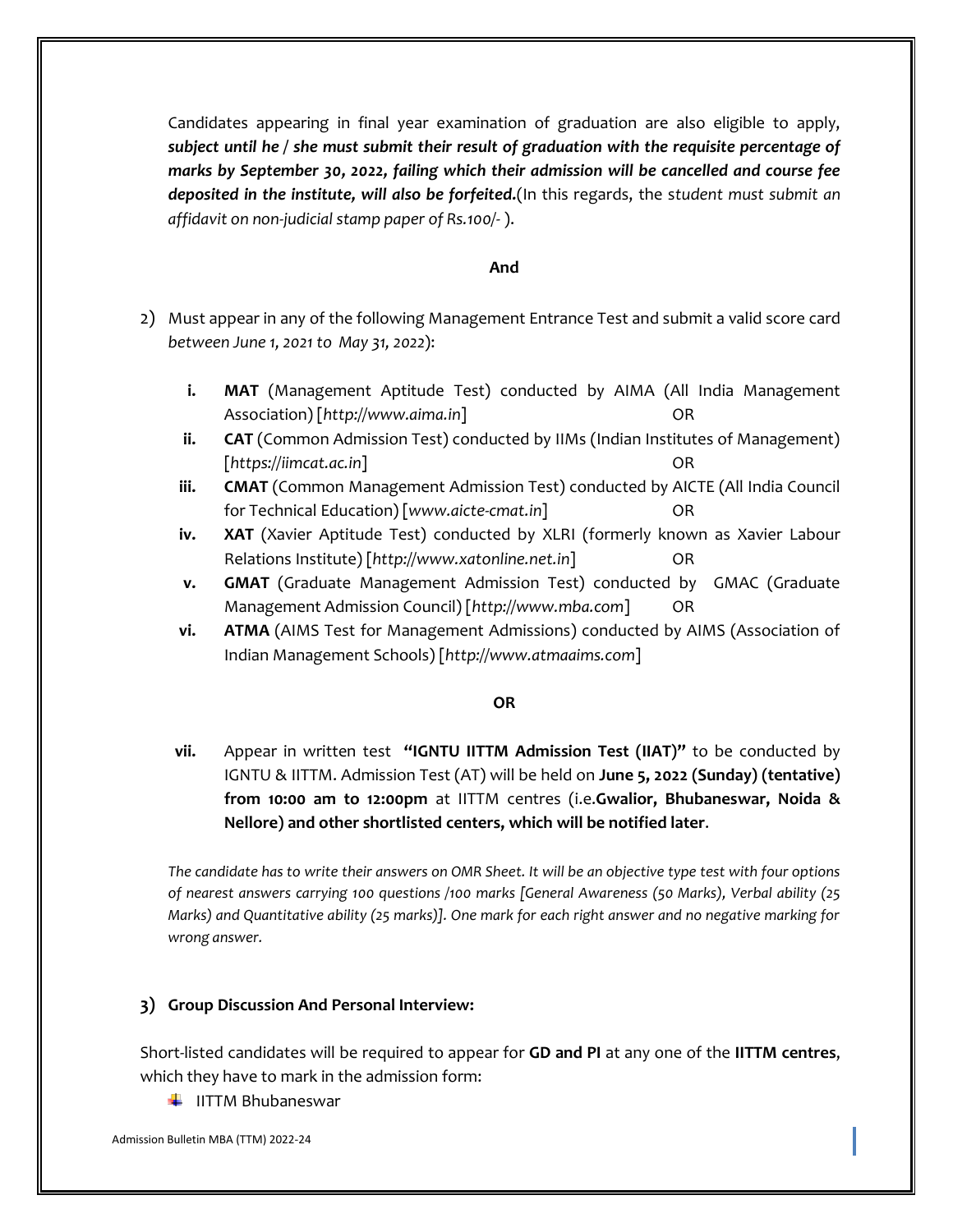Candidates appearing in final year examination of graduation are also eligible to apply, ***subject until he / she must submit their result of graduation with the requisite percentage of marks by September 30, 2022, failing which their admission will be cancelled and course fee deposited in the institute, will also be forfeited.***(In this regards, the *student must submit an affidavit on non-judicial stamp paper of Rs.100/-* ).

**And**

2) Must appear in any of the following Management Entrance Test and submit a valid score card *between June 1, 2021 to May 31, 2022*):

   i. **MAT** (Management Aptitude Test) conducted by AIMA (All India Management Association) [*http://www.aima.in*] OR
   ii. **CAT** (Common Admission Test) conducted by IIMs (Indian Institutes of Management) [*https://iimcat.ac.in*] OR
   iii. **CMAT** (Common Management Admission Test) conducted by AICTE (All India Council for Technical Education) [*www.aicte-cmat.in*] OR
   iv. **XAT** (Xavier Aptitude Test) conducted by XLRI (formerly known as Xavier Labour Relations Institute) [*http://www.xatonline.net.in*] OR
   v. **GMAT** (Graduate Management Admission Test) conducted by GMAC (Graduate Management Admission Council) [*http://www.mba.com*] OR
   vi. **ATMA** (AIMS Test for Management Admissions) conducted by AIMS (Association of Indian Management Schools) [*http://www.atmaaims.com*]

**OR**

   vii. Appear in written test **"IGNTU IITTM Admission Test (IIAT)"** to be conducted by IGNTU & IITTM. Admission Test (AT) will be held on **June 5, 2022 (Sunday) (tentative) from 10:00 am to 12:00pm** at IITTM centres (i.e.**Gwalior, Bhubaneswar, Noida & Nellore) and other shortlisted centers, which will be notified later**.

*The candidate has to write their answers on OMR Sheet. It will be an objective type test with four options of nearest answers carrying 100 questions /100 marks [General Awareness (50 Marks), Verbal ability (25 Marks) and Quantitative ability (25 marks)]. One mark for each right answer and no negative marking for wrong answer.*

3) **Group Discussion And Personal Interview:**

Short-listed candidates will be required to appear for **GD and PI** at any one of the **IITTM centres**, which they have to mark in the admission form:

- IITTM Bhubaneswar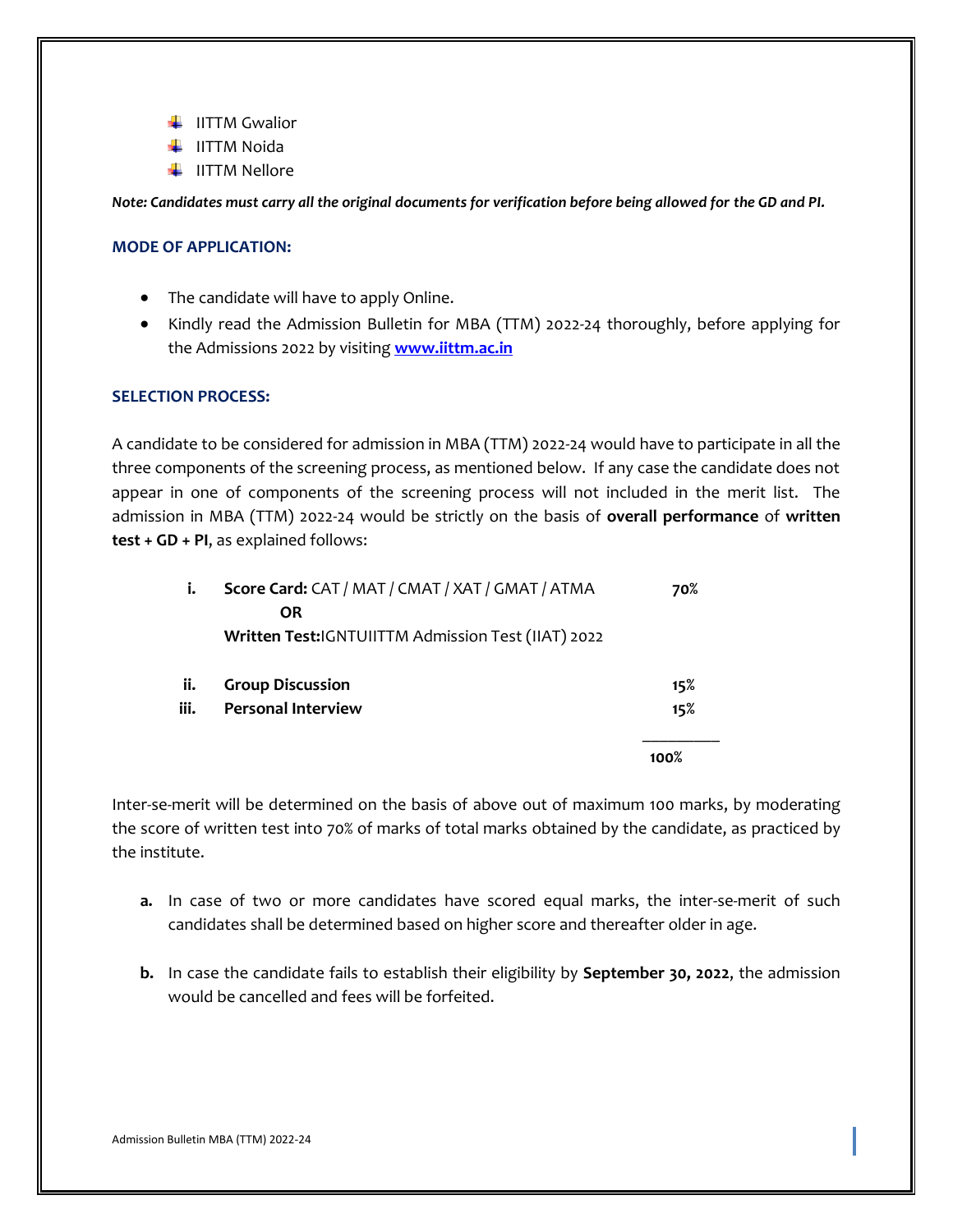- IITTM Gwalior
- IITTM Noida
- IITTM Nellore

***Note: Candidates must carry all the original documents for verification before being allowed for the GD and PI.***

### MODE OF APPLICATION:

- The candidate will have to apply Online.
- Kindly read the Admission Bulletin for MBA (TTM) 2022-24 thoroughly, before applying for the Admissions 2022 by visiting [www.iittm.ac.in](http://www.iittm.ac.in)

### SELECTION PROCESS:

A candidate to be considered for admission in MBA (TTM) 2022-24 would have to participate in all the three components of the screening process, as mentioned below. If any case the candidate does not appear in one of components of the screening process will not included in the merit list. The admission in MBA (TTM) 2022-24 would be strictly on the basis of **overall performance** of **written test + GD + PI**, as explained follows:

| | | |
|---|---|---|
| **i.** | **Score Card:** CAT / MAT / CMAT / XAT / GMAT / ATMA<br>**OR**<br>**Written Test:**IGNTUIITTM Admission Test (IIAT) 2022 | **70%** |
| **ii.** | **Group Discussion** | **15%** |
| **iii.** | **Personal Interview** | **15%** |
| | | **100%** |

Inter-se-merit will be determined on the basis of above out of maximum 100 marks, by moderating the score of written test into 70% of marks of total marks obtained by the candidate, as practiced by the institute.

**a.** In case of two or more candidates have scored equal marks, the inter-se-merit of such candidates shall be determined based on higher score and thereafter older in age.

**b.** In case the candidate fails to establish their eligibility by **September 30, 2022**, the admission would be cancelled and fees will be forfeited.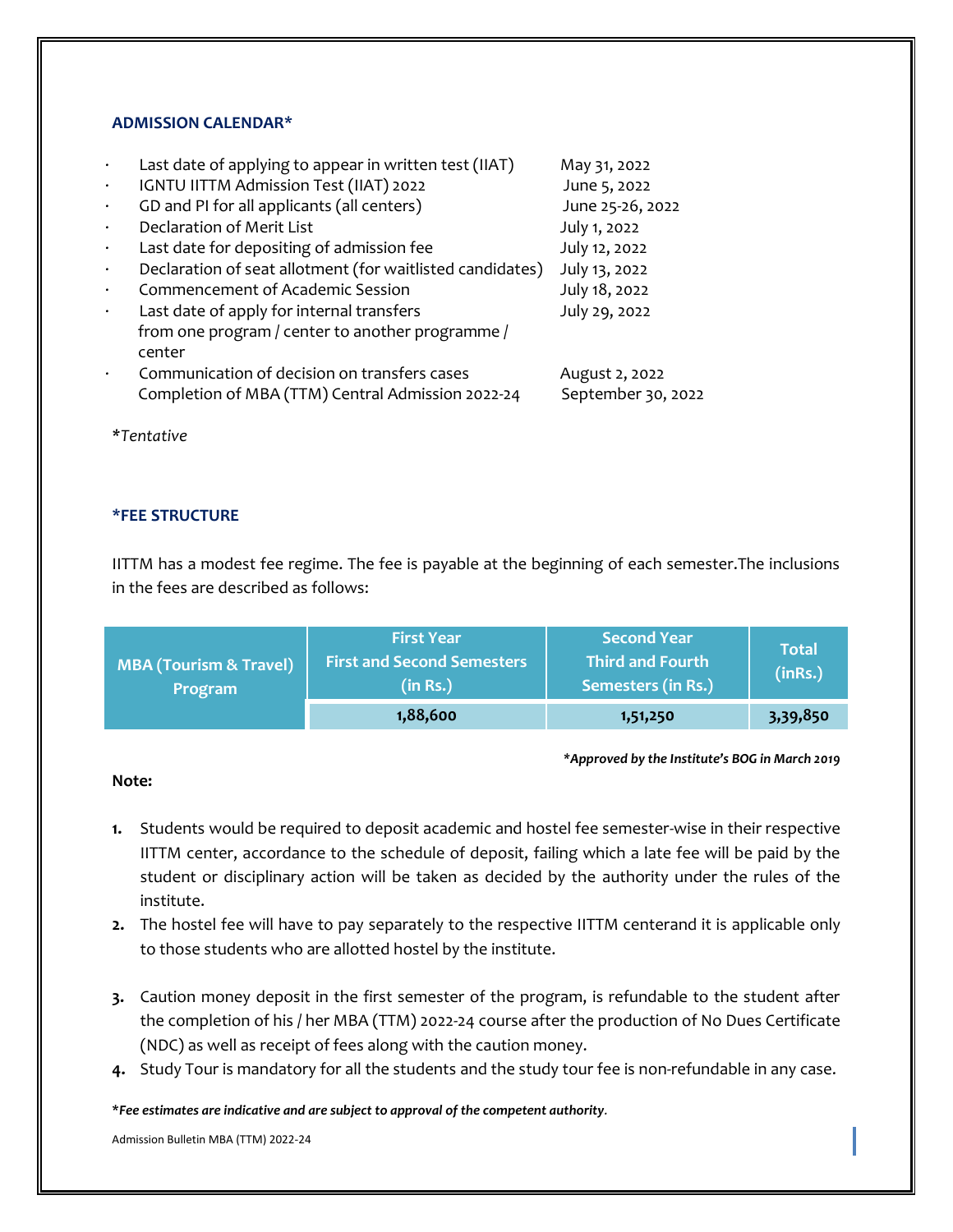## ADMISSION CALENDAR*

| | |
|---|---|
| Last date of applying to appear in written test (IIAT) | May 31, 2022 |
| IGNTU IITTM Admission Test (IIAT) 2022 | June 5, 2022 |
| GD and PI for all applicants (all centers) | June 25-26, 2022 |
| Declaration of Merit List | July 1, 2022 |
| Last date for depositing of admission fee | July 12, 2022 |
| Declaration of seat allotment (for waitlisted candidates) | July 13, 2022 |
| Commencement of Academic Session | July 18, 2022 |
| Last date of apply for internal transfers from one program / center to another programme / center | July 29, 2022 |
| Communication of decision on transfers cases | August 2, 2022 |
| Completion of MBA (TTM) Central Admission 2022-24 | September 30, 2022 |

**Tentative*

## *FEE STRUCTURE

IITTM has a modest fee regime. The fee is payable at the beginning of each semester.The inclusions in the fees are described as follows:

| MBA (Tourism & Travel) Program | First Year First and Second Semesters (in Rs.) | Second Year Third and Fourth Semesters (in Rs.) | Total (inRs.) |
|---|---|---|---|
| | 1,88,600 | 1,51,250 | 3,39,850 |

****Approved by the Institute's BOG in March 2019***

**Note:**

1. Students would be required to deposit academic and hostel fee semester-wise in their respective IITTM center, accordance to the schedule of deposit, failing which a late fee will be paid by the student or disciplinary action will be taken as decided by the authority under the rules of the institute.
2. The hostel fee will have to pay separately to the respective IITTM centerand it is applicable only to those students who are allotted hostel by the institute.
3. Caution money deposit in the first semester of the program, is refundable to the student after the completion of his / her MBA (TTM) 2022-24 course after the production of No Dues Certificate (NDC) as well as receipt of fees along with the caution money.
4. Study Tour is mandatory for all the students and the study tour fee is non-refundable in any case.

****Fee estimates are indicative and are subject to approval of the competent authority***.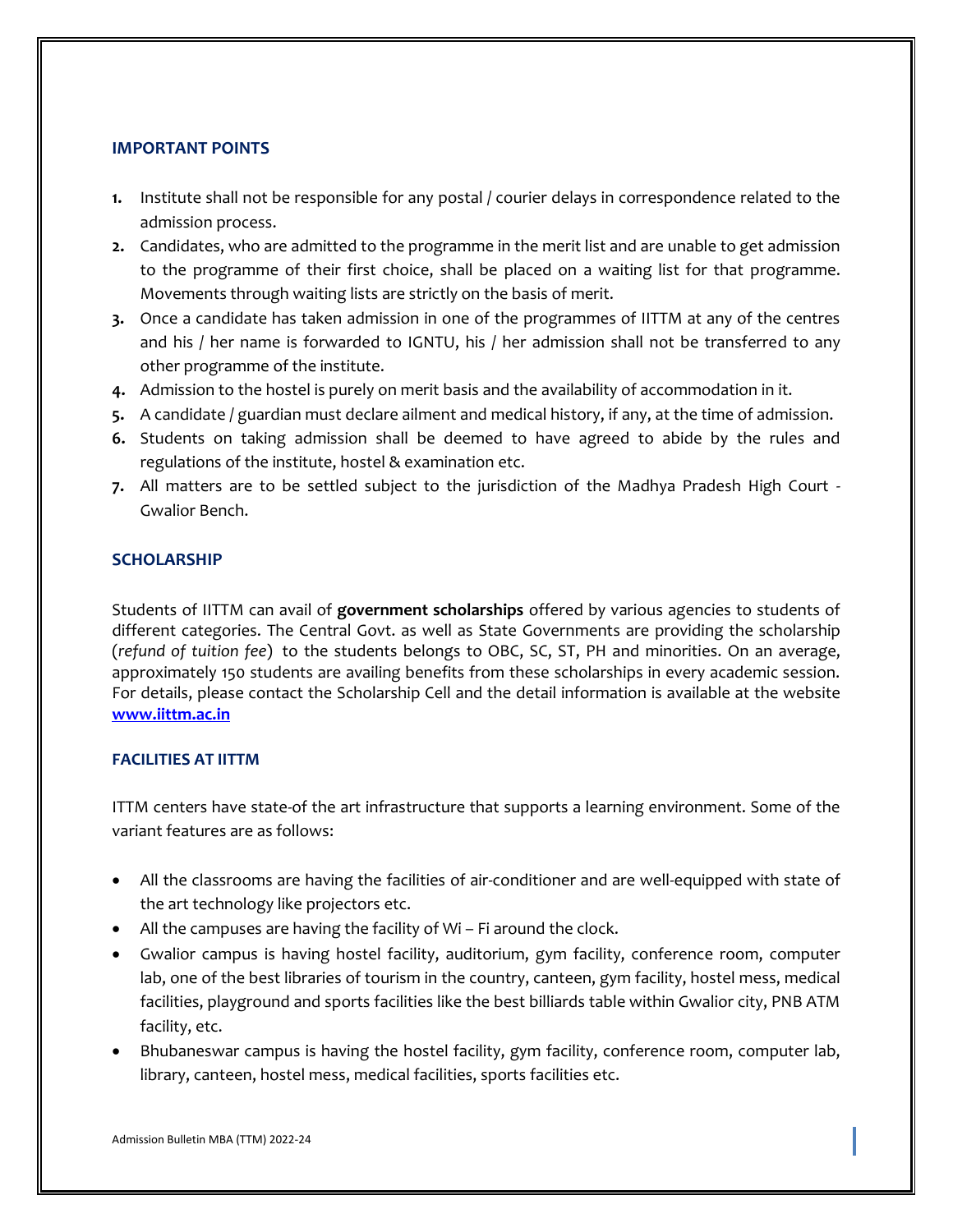## IMPORTANT POINTS

1. Institute shall not be responsible for any postal / courier delays in correspondence related to the admission process.
2. Candidates, who are admitted to the programme in the merit list and are unable to get admission to the programme of their first choice, shall be placed on a waiting list for that programme. Movements through waiting lists are strictly on the basis of merit.
3. Once a candidate has taken admission in one of the programmes of IITTM at any of the centres and his / her name is forwarded to IGNTU, his / her admission shall not be transferred to any other programme of the institute.
4. Admission to the hostel is purely on merit basis and the availability of accommodation in it.
5. A candidate / guardian must declare ailment and medical history, if any, at the time of admission.
6. Students on taking admission shall be deemed to have agreed to abide by the rules and regulations of the institute, hostel & examination etc.
7. All matters are to be settled subject to the jurisdiction of the Madhya Pradesh High Court - Gwalior Bench.

## SCHOLARSHIP

Students of IITTM can avail of **government scholarships** offered by various agencies to students of different categories. The Central Govt. as well as State Governments are providing the scholarship (*refund of tuition fee*) to the students belongs to OBC, SC, ST, PH and minorities. On an average, approximately 150 students are availing benefits from these scholarships in every academic session. For details, please contact the Scholarship Cell and the detail information is available at the website **www.iittm.ac.in**

## FACILITIES AT IITTM

ITTM centers have state-of the art infrastructure that supports a learning environment. Some of the variant features are as follows:

- All the classrooms are having the facilities of air-conditioner and are well-equipped with state of the art technology like projectors etc.
- All the campuses are having the facility of Wi – Fi around the clock.
- Gwalior campus is having hostel facility, auditorium, gym facility, conference room, computer lab, one of the best libraries of tourism in the country, canteen, gym facility, hostel mess, medical facilities, playground and sports facilities like the best billiards table within Gwalior city, PNB ATM facility, etc.
- Bhubaneswar campus is having the hostel facility, gym facility, conference room, computer lab, library, canteen, hostel mess, medical facilities, sports facilities etc.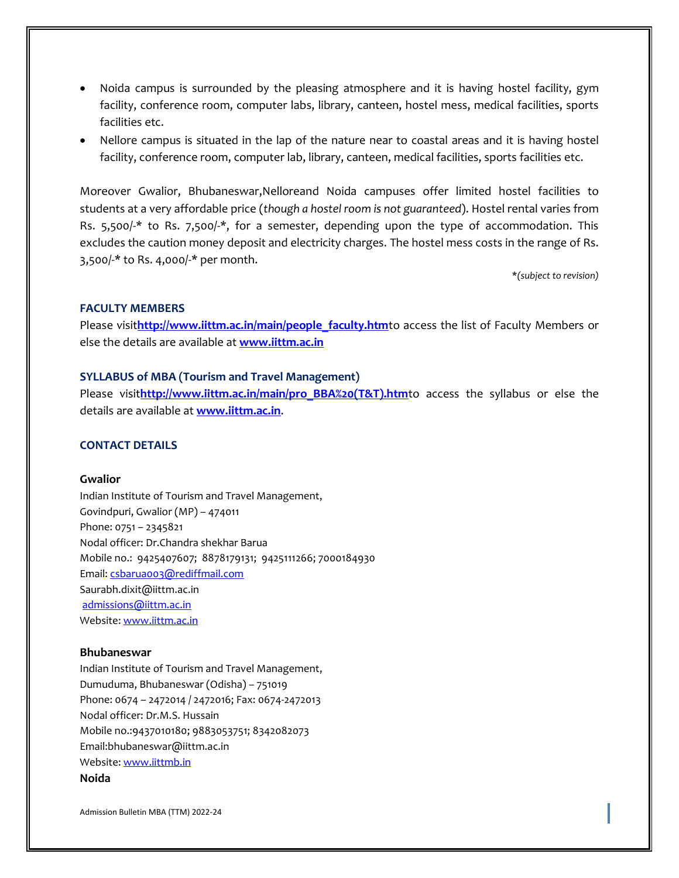- Noida campus is surrounded by the pleasing atmosphere and it is having hostel facility, gym facility, conference room, computer labs, library, canteen, hostel mess, medical facilities, sports facilities etc.
- Nellore campus is situated in the lap of the nature near to coastal areas and it is having hostel facility, conference room, computer lab, library, canteen, medical facilities, sports facilities etc.

Moreover Gwalior, Bhubaneswar,Nelloreand Noida campuses offer limited hostel facilities to students at a very affordable price (*though a hostel room is not guaranteed*). Hostel rental varies from Rs. 5,500/-* to Rs. 7,500/-*, for a semester, depending upon the type of accommodation. This excludes the caution money deposit and electricity charges. The hostel mess costs in the range of Rs. 3,500/-* to Rs. 4,000/-* per month.

*\*(subject to revision)*

### FACULTY MEMBERS

Please visit**http://www.iittm.ac.in/main/people_faculty.htm**to access the list of Faculty Members or else the details are available at **www.iittm.ac.in**

### SYLLABUS of MBA (Tourism and Travel Management)

Please visit**http://www.iittm.ac.in/main/pro_BBA%20(T&T).htm**to access the syllabus or else the details are available at **www.iittm.ac.in**.

### CONTACT DETAILS

**Gwalior**

Indian Institute of Tourism and Travel Management,
Govindpuri, Gwalior (MP) – 474011
Phone: 0751 – 2345821
Nodal officer: Dr.Chandra shekhar Barua
Mobile no.: 9425407607; 8878179131; 9425111266; 7000184930
Email: csbarua003@rediffmail.com
Saurabh.dixit@iittm.ac.in
admissions@iittm.ac.in
Website: www.iittm.ac.in

**Bhubaneswar**

Indian Institute of Tourism and Travel Management,
Dumuduma, Bhubaneswar (Odisha) – 751019
Phone: 0674 – 2472014 / 2472016; Fax: 0674-2472013
Nodal officer: Dr.M.S. Hussain
Mobile no.:9437010180; 9883053751; 8342082073
Email:bhubaneswar@iittm.ac.in
Website: www.iittmb.in

**Noida**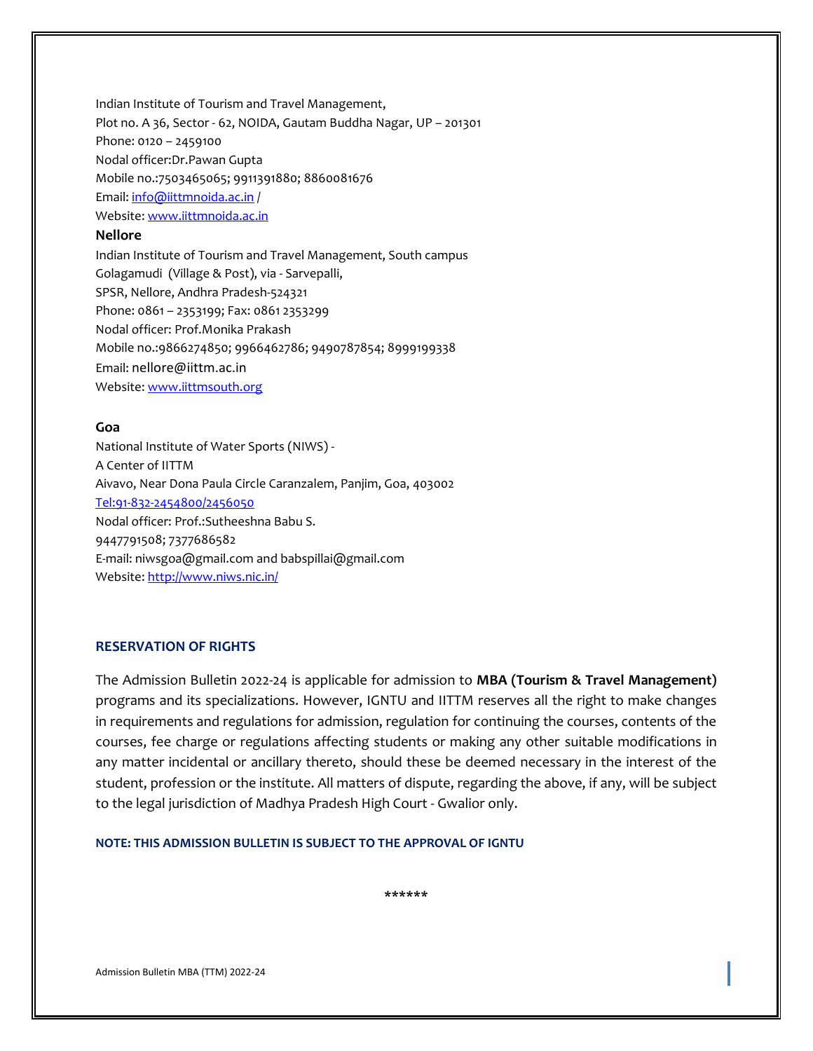Indian Institute of Tourism and Travel Management,
Plot no. A 36, Sector - 62, NOIDA, Gautam Buddha Nagar, UP – 201301
Phone: 0120 – 2459100
Nodal officer:Dr.Pawan Gupta
Mobile no.:7503465065; 9911391880; 8860081676
Email: info@iittmnoida.ac.in /
Website: www.iittmnoida.ac.in

**Nellore**

Indian Institute of Tourism and Travel Management, South campus
Golagamudi (Village & Post), via - Sarvepalli,
SPSR, Nellore, Andhra Pradesh-524321
Phone: 0861 – 2353199; Fax: 0861 2353299
Nodal officer: Prof.Monika Prakash
Mobile no.:9866274850; 9966462786; 9490787854; 8999199338
Email: nellore@iittm.ac.in
Website: www.iittmsouth.org

**Goa**

National Institute of Water Sports (NIWS) -
A Center of IITTM
Aivavo, Near Dona Paula Circle Caranzalem, Panjim, Goa, 403002
Tel:91-832-2454800/2456050
Nodal officer: Prof.:Sutheeshna Babu S.
9447791508; 7377686582
E-mail: niwsgoa@gmail.com and babspillai@gmail.com
Website: http://www.niws.nic.in/

## RESERVATION OF RIGHTS

The Admission Bulletin 2022-24 is applicable for admission to **MBA (Tourism & Travel Management)** programs and its specializations. However, IGNTU and IITTM reserves all the right to make changes in requirements and regulations for admission, regulation for continuing the courses, contents of the courses, fee charge or regulations affecting students or making any other suitable modifications in any matter incidental or ancillary thereto, should these be deemed necessary in the interest of the student, profession or the institute. All matters of dispute, regarding the above, if any, will be subject to the legal jurisdiction of Madhya Pradesh High Court - Gwalior only.

**NOTE: THIS ADMISSION BULLETIN IS SUBJECT TO THE APPROVAL OF IGNTU**

******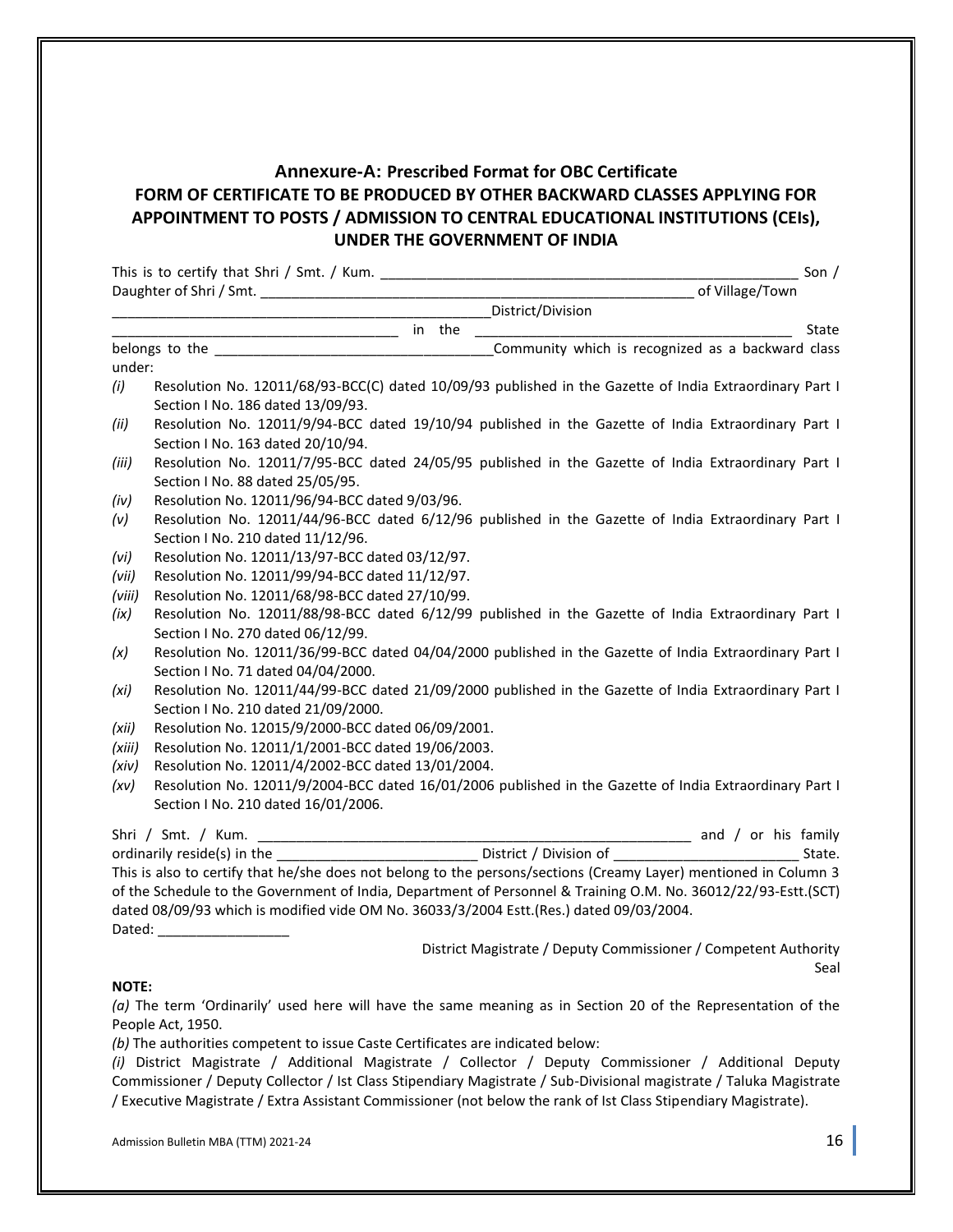## Annexure-A: Prescribed Format for OBC Certificate

### FORM OF CERTIFICATE TO BE PRODUCED BY OTHER BACKWARD CLASSES APPLYING FOR APPOINTMENT TO POSTS / ADMISSION TO CENTRAL EDUCATIONAL INSTITUTIONS (CEIs), UNDER THE GOVERNMENT OF INDIA

This is to certify that Shri / Smt. / Kum. ______________________________________________________ Son / Daughter of Shri / Smt. _________________________________________________________ of Village/Town ___________________________________________________District/Division ____________________________________ in the __________________________________________ State belongs to the ___________________________________Community which is recognized as a backward class under:

*(i)* Resolution No. 12011/68/93-BCC(C) dated 10/09/93 published in the Gazette of India Extraordinary Part I Section I No. 186 dated 13/09/93.

*(ii)* Resolution No. 12011/9/94-BCC dated 19/10/94 published in the Gazette of India Extraordinary Part I Section I No. 163 dated 20/10/94.

*(iii)* Resolution No. 12011/7/95-BCC dated 24/05/95 published in the Gazette of India Extraordinary Part I Section I No. 88 dated 25/05/95.

*(iv)* Resolution No. 12011/96/94-BCC dated 9/03/96.

*(v)* Resolution No. 12011/44/96-BCC dated 6/12/96 published in the Gazette of India Extraordinary Part I Section I No. 210 dated 11/12/96.

*(vi)* Resolution No. 12011/13/97-BCC dated 03/12/97.

*(vii)* Resolution No. 12011/99/94-BCC dated 11/12/97.

*(viii)* Resolution No. 12011/68/98-BCC dated 27/10/99.

*(ix)* Resolution No. 12011/88/98-BCC dated 6/12/99 published in the Gazette of India Extraordinary Part I Section I No. 270 dated 06/12/99.

*(x)* Resolution No. 12011/36/99-BCC dated 04/04/2000 published in the Gazette of India Extraordinary Part I Section I No. 71 dated 04/04/2000.

*(xi)* Resolution No. 12011/44/99-BCC dated 21/09/2000 published in the Gazette of India Extraordinary Part I Section I No. 210 dated 21/09/2000.

*(xii)* Resolution No. 12015/9/2000-BCC dated 06/09/2001.

*(xiii)* Resolution No. 12011/1/2001-BCC dated 19/06/2003.

*(xiv)* Resolution No. 12011/4/2002-BCC dated 13/01/2004.

*(xv)* Resolution No. 12011/9/2004-BCC dated 16/01/2006 published in the Gazette of India Extraordinary Part I Section I No. 210 dated 16/01/2006.

Shri / Smt. / Kum. __________________________________________________________ and / or his family ordinarily reside(s) in the __________________________ District / Division of ________________________ State. This is also to certify that he/she does not belong to the persons/sections (Creamy Layer) mentioned in Column 3 of the Schedule to the Government of India, Department of Personnel & Training O.M. No. 36012/22/93-Estt.(SCT) dated 08/09/93 which is modified vide OM No. 36033/3/2004 Estt.(Res.) dated 09/03/2004.

Dated: ________________

District Magistrate / Deputy Commissioner / Competent Authority

Seal

**NOTE:**

*(a)* The term 'Ordinarily' used here will have the same meaning as in Section 20 of the Representation of the People Act, 1950.

*(b)* The authorities competent to issue Caste Certificates are indicated below:

*(i)* District Magistrate / Additional Magistrate / Collector / Deputy Commissioner / Additional Deputy Commissioner / Deputy Collector / Ist Class Stipendiary Magistrate / Sub-Divisional magistrate / Taluka Magistrate / Executive Magistrate / Extra Assistant Commissioner (not below the rank of Ist Class Stipendiary Magistrate).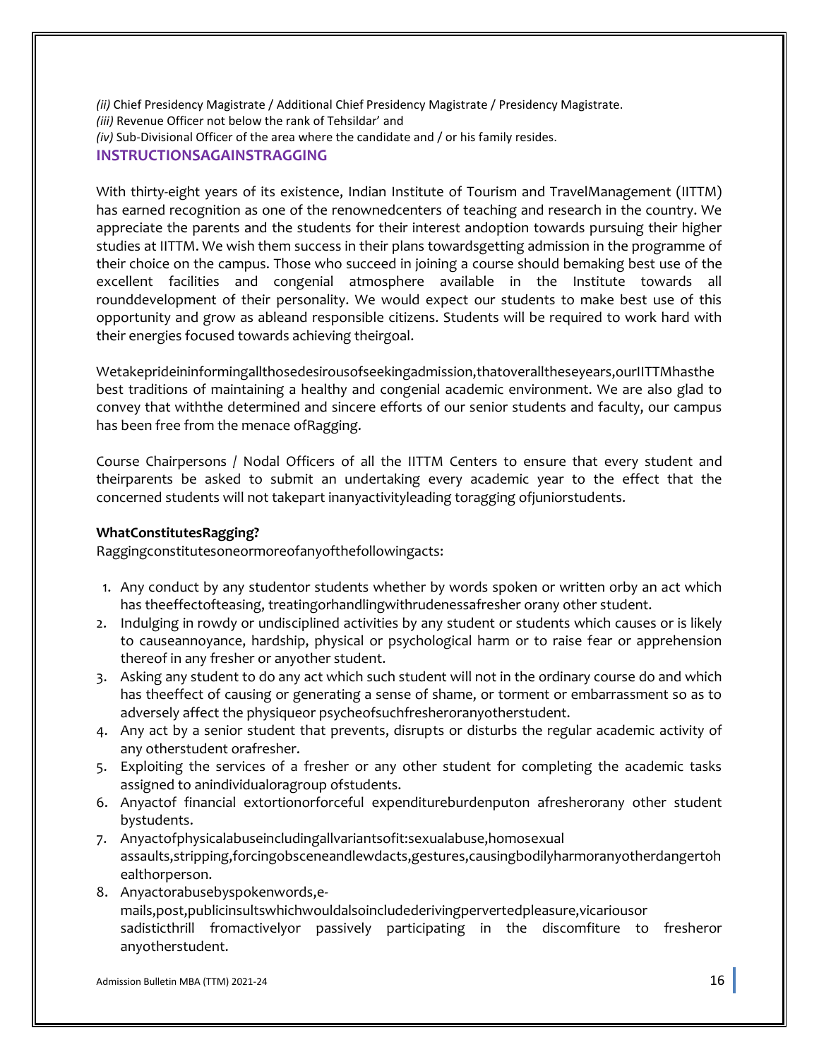*(ii)* Chief Presidency Magistrate / Additional Chief Presidency Magistrate / Presidency Magistrate.

*(iii)* Revenue Officer not below the rank of Tehsildar' and

*(iv)* Sub-Divisional Officer of the area where the candidate and / or his family resides.

## INSTRUCTIONSAGAINSTRAGGING

With thirty-eight years of its existence, Indian Institute of Tourism and TravelManagement (IITTM) has earned recognition as one of the renownedcenters of teaching and research in the country. We appreciate the parents and the students for their interest andoption towards pursuing their higher studies at IITTM. We wish them success in their plans towardsgetting admission in the programme of their choice on the campus. Those who succeed in joining a course should bemaking best use of the excellent facilities and congenial atmosphere available in the Institute towards all rounddevelopment of their personality. We would expect our students to make best use of this opportunity and grow as ableand responsible citizens. Students will be required to work hard with their energies focused towards achieving theirgoal.

Wetakeprideininformingallthosedesirousofseekingadmission,thatoveralltheseyears,ourIITTMhasthe best traditions of maintaining a healthy and congenial academic environment. We are also glad to convey that withthe determined and sincere efforts of our senior students and faculty, our campus has been free from the menace ofRagging.

Course Chairpersons / Nodal Officers of all the IITTM Centers to ensure that every student and theirparents be asked to submit an undertaking every academic year to the effect that the concerned students will not takepart inanyactivityleading toragging ofjuniorstudents.

**WhatConstitutesRagging?**

Raggingconstitutesoneormoreofanyofthefollowingacts:

1. Any conduct by any studentor students whether by words spoken or written orby an act which has theeffectofteasing, treatingorhandlingwithrudenessafresher orany other student.
2. Indulging in rowdy or undisciplined activities by any student or students which causes or is likely to causeannoyance, hardship, physical or psychological harm or to raise fear or apprehension thereof in any fresher or anyother student.
3. Asking any student to do any act which such student will not in the ordinary course do and which has theeffect of causing or generating a sense of shame, or torment or embarrassment so as to adversely affect the physiqueor psycheofsuchfresheroranyotherstudent.
4. Any act by a senior student that prevents, disrupts or disturbs the regular academic activity of any otherstudent orafresher.
5. Exploiting the services of a fresher or any other student for completing the academic tasks assigned to anindividualoragroup ofstudents.
6. Anyactof financial extortionorforceful expenditureburdenputon afresherorany other student bystudents.
7. Anyactofphysicalabuseincludingallvariantsofit:sexualabuse,homosexual assaults,stripping,forcingobsceneandlewdacts,gestures,causingbodilyharmoranyotherdangertohealthorperson.
8. Anyactorabusebyspokenwords,e-mails,post,publicinsultswhichwouldalsoincludederivingpervertedpleasure,vicariousor sadisticthrill fromactivelyor passively participating in the discomfiture to fresheror anyotherstudent.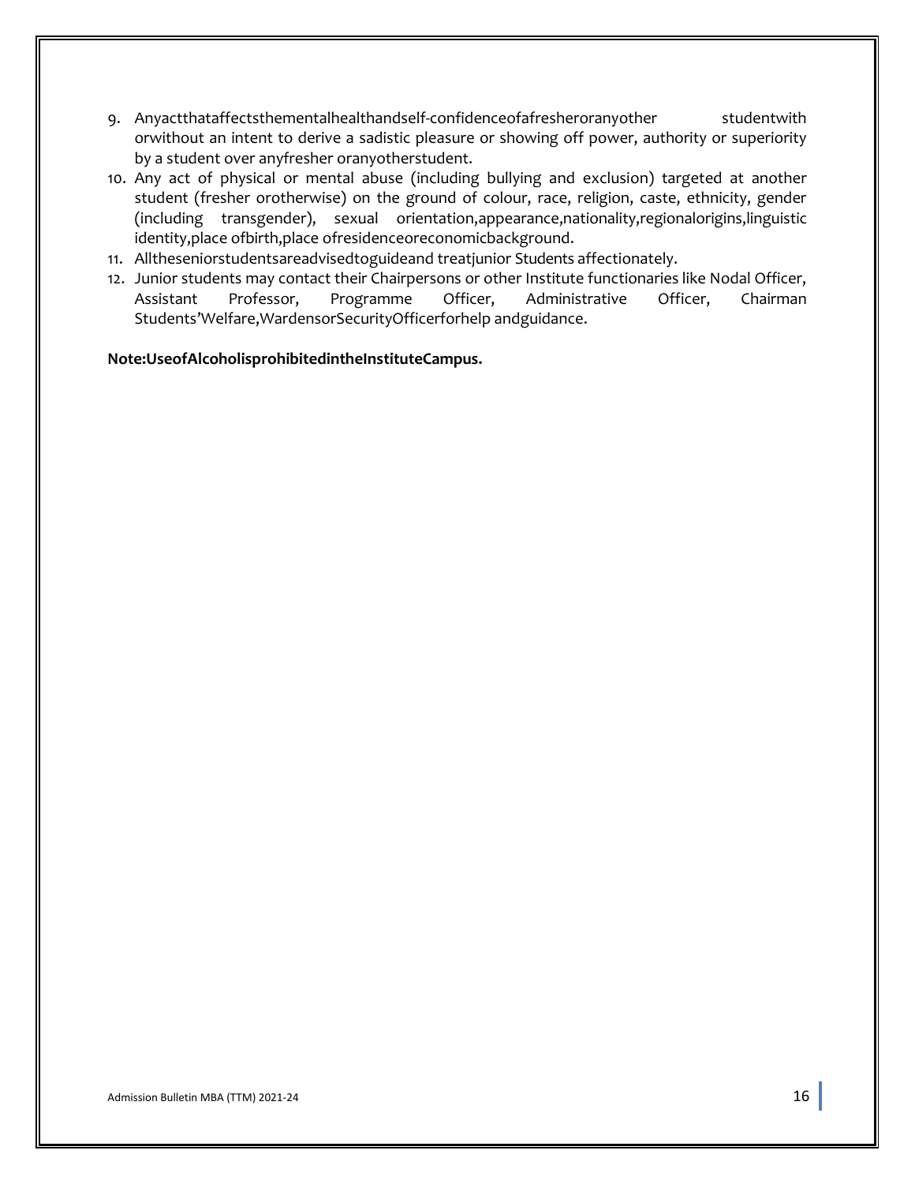9. Anyactthataffectsthementalhealthandself-confidenceofafresheroranyother studentwith orwithout an intent to derive a sadistic pleasure or showing off power, authority or superiority by a student over anyfresher oranyotherstudent.
10. Any act of physical or mental abuse (including bullying and exclusion) targeted at another student (fresher orotherwise) on the ground of colour, race, religion, caste, ethnicity, gender (including transgender), sexual orientation,appearance,nationality,regionalorigins,linguistic identity,place ofbirth,place ofresidenceoreconomicbackground.
11. Alltheseniorstudentsareadvisedtoguideand treatjunior Students affectionately.
12. Junior students may contact their Chairpersons or other Institute functionaries like Nodal Officer, Assistant Professor, Programme Officer, Administrative Officer, Chairman Students'Welfare,WardensorSecurityOfficerforhelp andguidance.

**Note:UseofAlcoholisprohibitedintheInstituteCampus.**